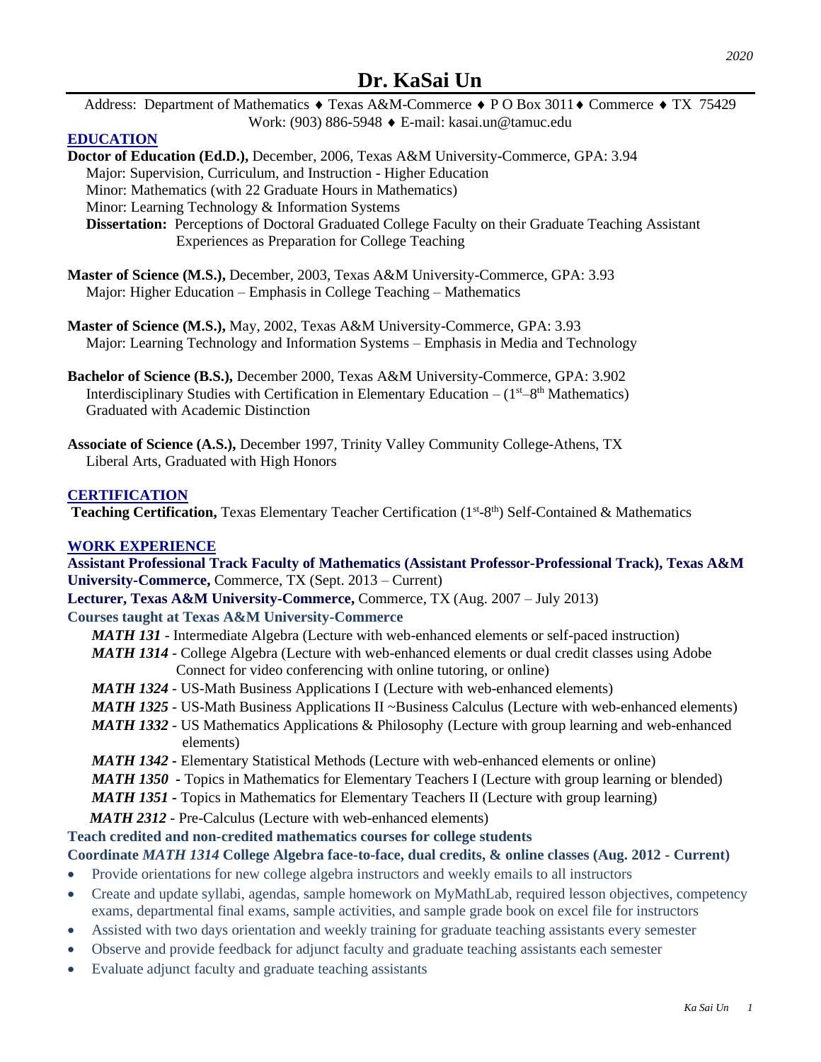2020

# Dr. KaSai Un

Address: Department of Mathematics ♦ Texas A&M-Commerce ♦ P O Box 3011♦ Commerce ♦ TX 75429
Work: (903) 886-5948 ♦ E-mail: kasai.un@tamuc.edu

## EDUCATION

**Doctor of Education (Ed.D.),** December, 2006, Texas A&M University-Commerce, GPA: 3.94
Major: Supervision, Curriculum, and Instruction - Higher Education
Minor: Mathematics (with 22 Graduate Hours in Mathematics)
Minor: Learning Technology & Information Systems
**Dissertation:** Perceptions of Doctoral Graduated College Faculty on their Graduate Teaching Assistant Experiences as Preparation for College Teaching

**Master of Science (M.S.),** December, 2003, Texas A&M University-Commerce, GPA: 3.93
Major: Higher Education – Emphasis in College Teaching – Mathematics

**Master of Science (M.S.),** May, 2002, Texas A&M University-Commerce, GPA: 3.93
Major: Learning Technology and Information Systems – Emphasis in Media and Technology

**Bachelor of Science (B.S.),** December 2000, Texas A&M University-Commerce, GPA: 3.902
Interdisciplinary Studies with Certification in Elementary Education – (1st–8th Mathematics)
Graduated with Academic Distinction

**Associate of Science (A.S.),** December 1997, Trinity Valley Community College-Athens, TX
Liberal Arts, Graduated with High Honors

## CERTIFICATION

**Teaching Certification,** Texas Elementary Teacher Certification (1st-8th) Self-Contained & Mathematics

## WORK EXPERIENCE

**Assistant Professional Track Faculty of Mathematics (Assistant Professor-Professional Track), Texas A&M University-Commerce,** Commerce, TX (Sept. 2013 – Current)
**Lecturer, Texas A&M University-Commerce,** Commerce, TX (Aug. 2007 – July 2013)

**Courses taught at Texas A&M University-Commerce**

- ***MATH 131*** - Intermediate Algebra (Lecture with web-enhanced elements or self-paced instruction)
- ***MATH 1314*** - College Algebra (Lecture with web-enhanced elements or dual credit classes using Adobe Connect for video conferencing with online tutoring, or online)
- ***MATH 1324*** - US-Math Business Applications I (Lecture with web-enhanced elements)
- ***MATH 1325*** - US-Math Business Applications II ~Business Calculus (Lecture with web-enhanced elements)
- ***MATH 1332*** - US Mathematics Applications & Philosophy (Lecture with group learning and web-enhanced elements)
- ***MATH 1342*** - Elementary Statistical Methods (Lecture with web-enhanced elements or online)
- ***MATH 1350*** - Topics in Mathematics for Elementary Teachers I (Lecture with group learning or blended)
- ***MATH 1351*** - Topics in Mathematics for Elementary Teachers II (Lecture with group learning)
- ***MATH 2312*** - Pre-Calculus (Lecture with web-enhanced elements)

**Teach credited and non-credited mathematics courses for college students**

**Coordinate *MATH 1314* College Algebra face-to-face, dual credits, & online classes (Aug. 2012 - Current)**

- Provide orientations for new college algebra instructors and weekly emails to all instructors
- Create and update syllabi, agendas, sample homework on MyMathLab, required lesson objectives, competency exams, departmental final exams, sample activities, and sample grade book on excel file for instructors
- Assisted with two days orientation and weekly training for graduate teaching assistants every semester
- Observe and provide feedback for adjunct faculty and graduate teaching assistants each semester
- Evaluate adjunct faculty and graduate teaching assistants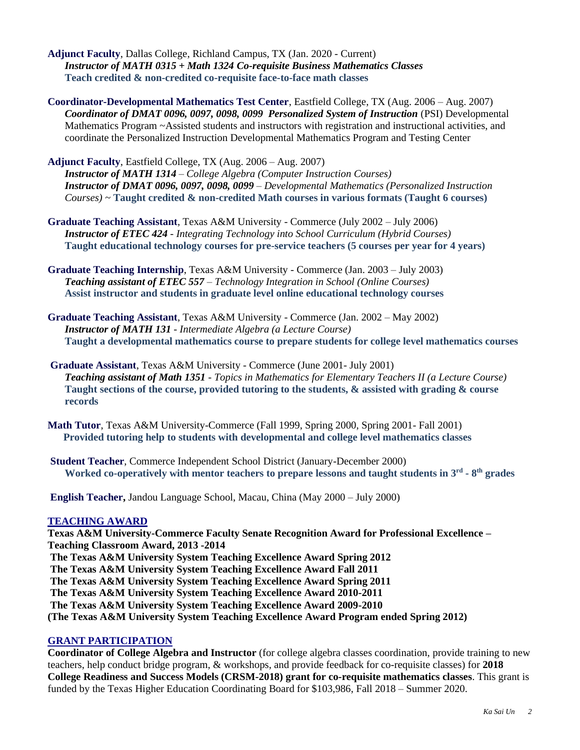**Adjunct Faculty**, Dallas College, Richland Campus, TX (Jan. 2020 - Current)
*Instructor of MATH 0315 + Math 1324 Co-requisite Business Mathematics Classes*
**Teach credited & non-credited co-requisite face-to-face math classes**

**Coordinator-Developmental Mathematics Test Center**, Eastfield College, TX (Aug. 2006 – Aug. 2007)
***Coordinator of DMAT 0096, 0097, 0098, 0099 Personalized System of Instruction*** (PSI) Developmental Mathematics Program ~Assisted students and instructors with registration and instructional activities, and coordinate the Personalized Instruction Developmental Mathematics Program and Testing Center

**Adjunct Faculty**, Eastfield College, TX (Aug. 2006 – Aug. 2007)
***Instructor of MATH 1314*** – *College Algebra (Computer Instruction Courses)*
***Instructor of DMAT 0096, 0097, 0098, 0099*** – *Developmental Mathematics (Personalized Instruction Courses)* ~ **Taught credited & non-credited Math courses in various formats (Taught 6 courses)**

**Graduate Teaching Assistant**, Texas A&M University - Commerce (July 2002 – July 2006)
***Instructor of ETEC 424*** - *Integrating Technology into School Curriculum (Hybrid Courses)*
**Taught educational technology courses for pre-service teachers (5 courses per year for 4 years)**

**Graduate Teaching Internship**, Texas A&M University - Commerce (Jan. 2003 – July 2003)
***Teaching assistant of ETEC 557*** – *Technology Integration in School (Online Courses)*
**Assist instructor and students in graduate level online educational technology courses**

**Graduate Teaching Assistant**, Texas A&M University - Commerce (Jan. 2002 – May 2002)
***Instructor of MATH 131*** - *Intermediate Algebra (a Lecture Course)*
**Taught a developmental mathematics course to prepare students for college level mathematics courses**

**Graduate Assistant**, Texas A&M University - Commerce (June 2001- July 2001)
***Teaching assistant of Math 1351*** - *Topics in Mathematics for Elementary Teachers II (a Lecture Course)*
**Taught sections of the course, provided tutoring to the students, & assisted with grading & course records**

**Math Tutor**, Texas A&M University-Commerce (Fall 1999, Spring 2000, Spring 2001- Fall 2001)
**Provided tutoring help to students with developmental and college level mathematics classes**

**Student Teacher**, Commerce Independent School District (January-December 2000)
**Worked co-operatively with mentor teachers to prepare lessons and taught students in 3rd - 8th grades**

**English Teacher,** Jandou Language School, Macau, China (May 2000 – July 2000)

## TEACHING AWARD

**Texas A&M University-Commerce Faculty Senate Recognition Award for Professional Excellence – Teaching Classroom Award, 2013 -2014**
**The Texas A&M University System Teaching Excellence Award Spring 2012**
**The Texas A&M University System Teaching Excellence Award Fall 2011**
**The Texas A&M University System Teaching Excellence Award Spring 2011**
**The Texas A&M University System Teaching Excellence Award 2010-2011**
**The Texas A&M University System Teaching Excellence Award 2009-2010**
**(The Texas A&M University System Teaching Excellence Award Program ended Spring 2012)**

## GRANT PARTICIPATION

**Coordinator of College Algebra and Instructor** (for college algebra classes coordination, provide training to new teachers, help conduct bridge program, & workshops, and provide feedback for co-requisite classes) for **2018 College Readiness and Success Models (CRSM-2018) grant for co-requisite mathematics classes**. This grant is funded by the Texas Higher Education Coordinating Board for $103,986, Fall 2018 – Summer 2020.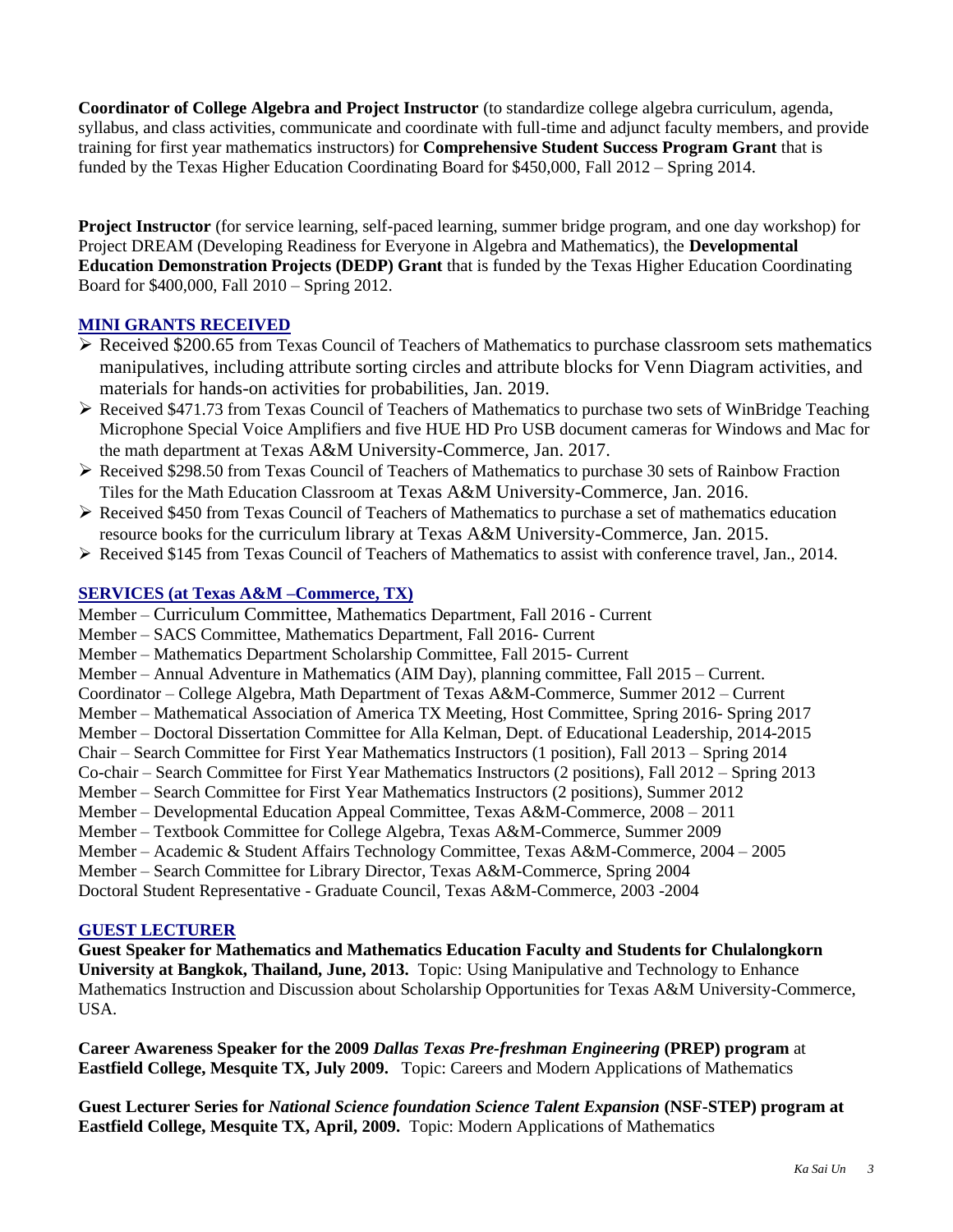**Coordinator of College Algebra and Project Instructor** (to standardize college algebra curriculum, agenda, syllabus, and class activities, communicate and coordinate with full-time and adjunct faculty members, and provide training for first year mathematics instructors) for **Comprehensive Student Success Program Grant** that is funded by the Texas Higher Education Coordinating Board for $450,000, Fall 2012 – Spring 2014.

**Project Instructor** (for service learning, self-paced learning, summer bridge program, and one day workshop) for Project DREAM (Developing Readiness for Everyone in Algebra and Mathematics), the **Developmental Education Demonstration Projects (DEDP) Grant** that is funded by the Texas Higher Education Coordinating Board for $400,000, Fall 2010 – Spring 2012.

## MINI GRANTS RECEIVED

- Received $200.65 from Texas Council of Teachers of Mathematics to purchase classroom sets mathematics manipulatives, including attribute sorting circles and attribute blocks for Venn Diagram activities, and materials for hands-on activities for probabilities, Jan. 2019.
- Received $471.73 from Texas Council of Teachers of Mathematics to purchase two sets of WinBridge Teaching Microphone Special Voice Amplifiers and five HUE HD Pro USB document cameras for Windows and Mac for the math department at Texas A&M University-Commerce, Jan. 2017.
- Received $298.50 from Texas Council of Teachers of Mathematics to purchase 30 sets of Rainbow Fraction Tiles for the Math Education Classroom at Texas A&M University-Commerce, Jan. 2016.
- Received $450 from Texas Council of Teachers of Mathematics to purchase a set of mathematics education resource books for the curriculum library at Texas A&M University-Commerce, Jan. 2015.
- Received $145 from Texas Council of Teachers of Mathematics to assist with conference travel, Jan., 2014.

## SERVICES (at Texas A&M –Commerce, TX)

Member – Curriculum Committee, Mathematics Department, Fall 2016 - Current
Member – SACS Committee, Mathematics Department, Fall 2016- Current
Member – Mathematics Department Scholarship Committee, Fall 2015- Current
Member – Annual Adventure in Mathematics (AIM Day), planning committee, Fall 2015 – Current.
Coordinator – College Algebra, Math Department of Texas A&M-Commerce, Summer 2012 – Current
Member – Mathematical Association of America TX Meeting, Host Committee, Spring 2016- Spring 2017
Member – Doctoral Dissertation Committee for Alla Kelman, Dept. of Educational Leadership, 2014-2015
Chair – Search Committee for First Year Mathematics Instructors (1 position), Fall 2013 – Spring 2014
Co-chair – Search Committee for First Year Mathematics Instructors (2 positions), Fall 2012 – Spring 2013
Member – Search Committee for First Year Mathematics Instructors (2 positions), Summer 2012
Member – Developmental Education Appeal Committee, Texas A&M-Commerce, 2008 – 2011
Member – Textbook Committee for College Algebra, Texas A&M-Commerce, Summer 2009
Member – Academic & Student Affairs Technology Committee, Texas A&M-Commerce, 2004 – 2005
Member – Search Committee for Library Director, Texas A&M-Commerce, Spring 2004
Doctoral Student Representative - Graduate Council, Texas A&M-Commerce, 2003 -2004

## GUEST LECTURER

**Guest Speaker for Mathematics and Mathematics Education Faculty and Students for Chulalongkorn University at Bangkok, Thailand, June, 2013.** Topic: Using Manipulative and Technology to Enhance Mathematics Instruction and Discussion about Scholarship Opportunities for Texas A&M University-Commerce, USA.

**Career Awareness Speaker for the 2009 *Dallas Texas Pre-freshman Engineering* (PREP) program** at **Eastfield College, Mesquite TX, July 2009.** Topic: Careers and Modern Applications of Mathematics

**Guest Lecturer Series for *National Science foundation Science Talent Expansion* (NSF-STEP) program at Eastfield College, Mesquite TX, April, 2009.** Topic: Modern Applications of Mathematics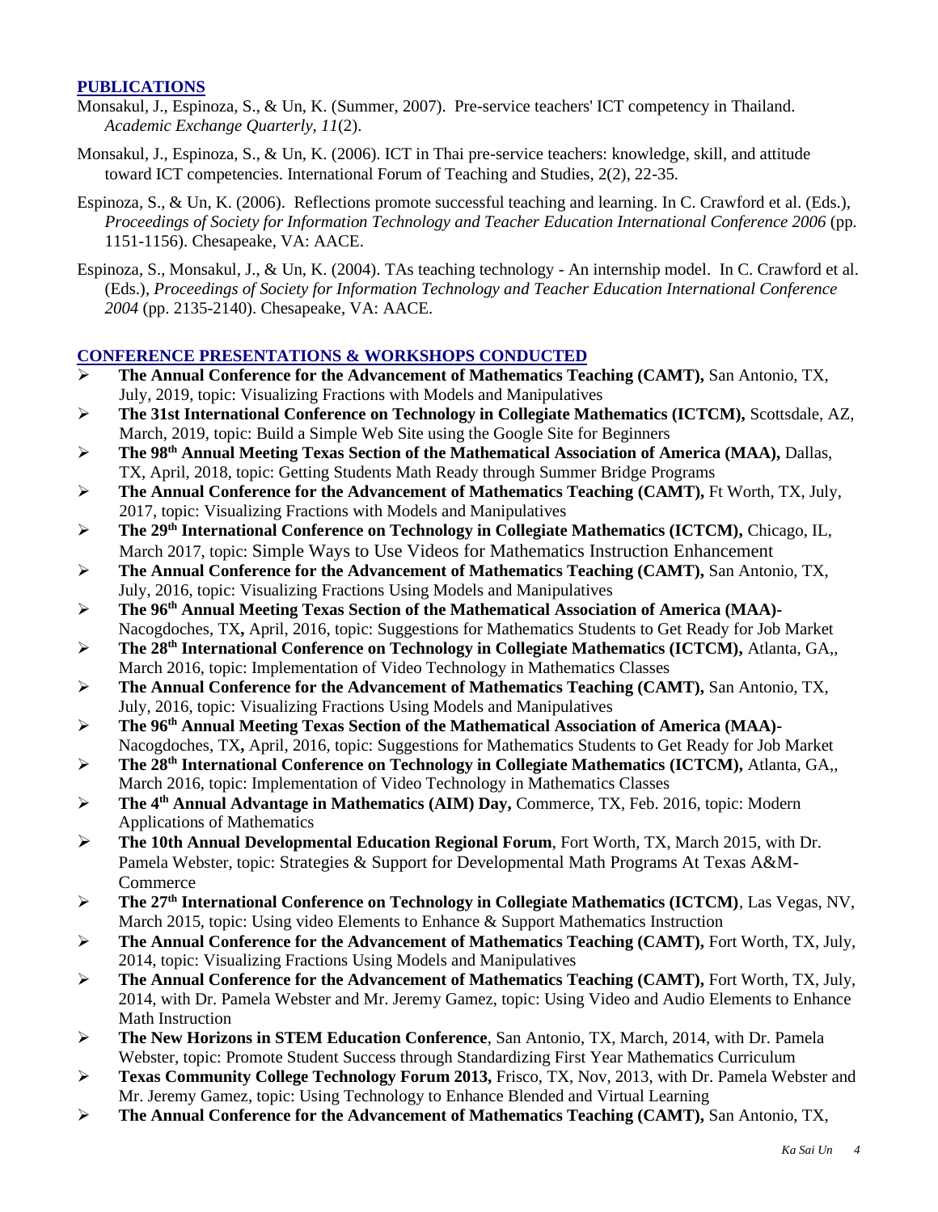## PUBLICATIONS

Monsakul, J., Espinoza, S., & Un, K. (Summer, 2007). Pre-service teachers' ICT competency in Thailand. *Academic Exchange Quarterly, 11*(2).

Monsakul, J., Espinoza, S., & Un, K. (2006). ICT in Thai pre-service teachers: knowledge, skill, and attitude toward ICT competencies. International Forum of Teaching and Studies, 2(2), 22-35.

Espinoza, S., & Un, K. (2006). Reflections promote successful teaching and learning. In C. Crawford et al. (Eds.), *Proceedings of Society for Information Technology and Teacher Education International Conference 2006* (pp. 1151-1156). Chesapeake, VA: AACE.

Espinoza, S., Monsakul, J., & Un, K. (2004). TAs teaching technology - An internship model. In C. Crawford et al. (Eds.), *Proceedings of Society for Information Technology and Teacher Education International Conference 2004* (pp. 2135-2140). Chesapeake, VA: AACE.

## CONFERENCE PRESENTATIONS & WORKSHOPS CONDUCTED

- **The Annual Conference for the Advancement of Mathematics Teaching (CAMT),** San Antonio, TX, July, 2019, topic: Visualizing Fractions with Models and Manipulatives
- **The 31st International Conference on Technology in Collegiate Mathematics (ICTCM),** Scottsdale, AZ, March, 2019, topic: Build a Simple Web Site using the Google Site for Beginners
- **The 98th Annual Meeting Texas Section of the Mathematical Association of America (MAA),** Dallas, TX, April, 2018, topic: Getting Students Math Ready through Summer Bridge Programs
- **The Annual Conference for the Advancement of Mathematics Teaching (CAMT),** Ft Worth, TX, July, 2017, topic: Visualizing Fractions with Models and Manipulatives
- **The 29th International Conference on Technology in Collegiate Mathematics (ICTCM),** Chicago, IL, March 2017, topic: Simple Ways to Use Videos for Mathematics Instruction Enhancement
- **The Annual Conference for the Advancement of Mathematics Teaching (CAMT),** San Antonio, TX, July, 2016, topic: Visualizing Fractions Using Models and Manipulatives
- **The 96th Annual Meeting Texas Section of the Mathematical Association of America (MAA)-** Nacogdoches, TX**,** April, 2016, topic: Suggestions for Mathematics Students to Get Ready for Job Market
- **The 28th International Conference on Technology in Collegiate Mathematics (ICTCM),** Atlanta, GA,, March 2016, topic: Implementation of Video Technology in Mathematics Classes
- **The Annual Conference for the Advancement of Mathematics Teaching (CAMT),** San Antonio, TX, July, 2016, topic: Visualizing Fractions Using Models and Manipulatives
- **The 96th Annual Meeting Texas Section of the Mathematical Association of America (MAA)-** Nacogdoches, TX**,** April, 2016, topic: Suggestions for Mathematics Students to Get Ready for Job Market
- **The 28th International Conference on Technology in Collegiate Mathematics (ICTCM),** Atlanta, GA,, March 2016, topic: Implementation of Video Technology in Mathematics Classes
- **The 4th Annual Advantage in Mathematics (AIM) Day,** Commerce, TX, Feb. 2016, topic: Modern Applications of Mathematics
- **The 10th Annual Developmental Education Regional Forum**, Fort Worth, TX, March 2015, with Dr. Pamela Webster, topic: Strategies & Support for Developmental Math Programs At Texas A&M-Commerce
- **The 27th International Conference on Technology in Collegiate Mathematics (ICTCM)**, Las Vegas, NV, March 2015, topic: Using video Elements to Enhance & Support Mathematics Instruction
- **The Annual Conference for the Advancement of Mathematics Teaching (CAMT),** Fort Worth, TX, July, 2014, topic: Visualizing Fractions Using Models and Manipulatives
- **The Annual Conference for the Advancement of Mathematics Teaching (CAMT),** Fort Worth, TX, July, 2014, with Dr. Pamela Webster and Mr. Jeremy Gamez, topic: Using Video and Audio Elements to Enhance Math Instruction
- **The New Horizons in STEM Education Conference**, San Antonio, TX, March, 2014, with Dr. Pamela Webster, topic: Promote Student Success through Standardizing First Year Mathematics Curriculum
- **Texas Community College Technology Forum 2013,** Frisco, TX, Nov, 2013, with Dr. Pamela Webster and Mr. Jeremy Gamez, topic: Using Technology to Enhance Blended and Virtual Learning
- **The Annual Conference for the Advancement of Mathematics Teaching (CAMT),** San Antonio, TX,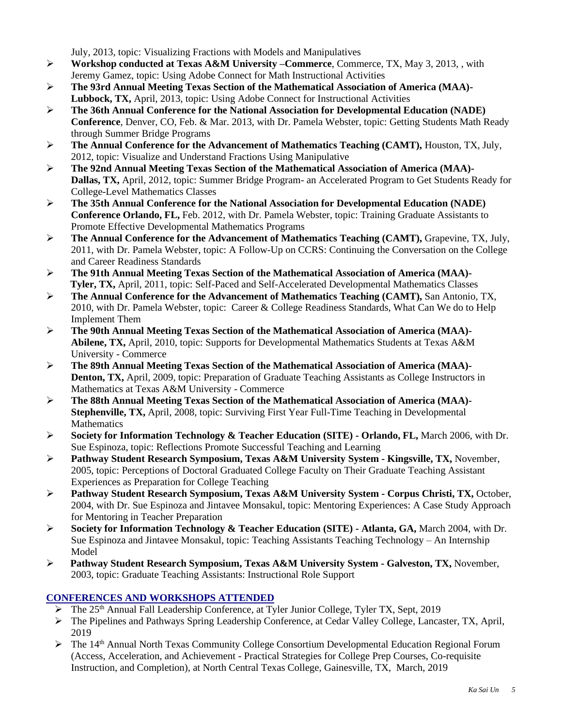July, 2013, topic: Visualizing Fractions with Models and Manipulatives

- **Workshop conducted at Texas A&M University –Commerce**, Commerce, TX, May 3, 2013, , with Jeremy Gamez, topic: Using Adobe Connect for Math Instructional Activities
- **The 93rd Annual Meeting Texas Section of the Mathematical Association of America (MAA)- Lubbock, TX,** April, 2013, topic: Using Adobe Connect for Instructional Activities
- **The 36th Annual Conference for the National Association for Developmental Education (NADE) Conference**, Denver, CO, Feb. & Mar. 2013, with Dr. Pamela Webster, topic: Getting Students Math Ready through Summer Bridge Programs
- **The Annual Conference for the Advancement of Mathematics Teaching (CAMT),** Houston, TX, July, 2012, topic: Visualize and Understand Fractions Using Manipulative
- **The 92nd Annual Meeting Texas Section of the Mathematical Association of America (MAA)- Dallas, TX,** April, 2012, topic: Summer Bridge Program- an Accelerated Program to Get Students Ready for College-Level Mathematics Classes
- **The 35th Annual Conference for the National Association for Developmental Education (NADE) Conference Orlando, FL,** Feb. 2012, with Dr. Pamela Webster, topic: Training Graduate Assistants to Promote Effective Developmental Mathematics Programs
- **The Annual Conference for the Advancement of Mathematics Teaching (CAMT),** Grapevine, TX, July, 2011, with Dr. Pamela Webster, topic: A Follow-Up on CCRS: Continuing the Conversation on the College and Career Readiness Standards
- **The 91th Annual Meeting Texas Section of the Mathematical Association of America (MAA)- Tyler, TX,** April, 2011, topic: Self-Paced and Self-Accelerated Developmental Mathematics Classes
- **The Annual Conference for the Advancement of Mathematics Teaching (CAMT),** San Antonio, TX, 2010, with Dr. Pamela Webster, topic: Career & College Readiness Standards, What Can We do to Help Implement Them
- **The 90th Annual Meeting Texas Section of the Mathematical Association of America (MAA)- Abilene, TX,** April, 2010, topic: Supports for Developmental Mathematics Students at Texas A&M University - Commerce
- **The 89th Annual Meeting Texas Section of the Mathematical Association of America (MAA)- Denton, TX,** April, 2009, topic: Preparation of Graduate Teaching Assistants as College Instructors in Mathematics at Texas A&M University - Commerce
- **The 88th Annual Meeting Texas Section of the Mathematical Association of America (MAA)- Stephenville, TX,** April, 2008, topic: Surviving First Year Full-Time Teaching in Developmental Mathematics
- **Society for Information Technology & Teacher Education (SITE) - Orlando, FL,** March 2006, with Dr. Sue Espinoza, topic: Reflections Promote Successful Teaching and Learning
- **Pathway Student Research Symposium, Texas A&M University System - Kingsville, TX,** November, 2005, topic: Perceptions of Doctoral Graduated College Faculty on Their Graduate Teaching Assistant Experiences as Preparation for College Teaching
- **Pathway Student Research Symposium, Texas A&M University System - Corpus Christi, TX,** October, 2004, with Dr. Sue Espinoza and Jintavee Monsakul, topic: Mentoring Experiences: A Case Study Approach for Mentoring in Teacher Preparation
- **Society for Information Technology & Teacher Education (SITE) - Atlanta, GA,** March 2004, with Dr. Sue Espinoza and Jintavee Monsakul, topic: Teaching Assistants Teaching Technology – An Internship Model
- **Pathway Student Research Symposium, Texas A&M University System - Galveston, TX,** November, 2003, topic: Graduate Teaching Assistants: Instructional Role Support

## CONFERENCES AND WORKSHOPS ATTENDED

- The 25th Annual Fall Leadership Conference, at Tyler Junior College, Tyler TX, Sept, 2019
- The Pipelines and Pathways Spring Leadership Conference, at Cedar Valley College, Lancaster, TX, April, 2019
- The 14th Annual North Texas Community College Consortium Developmental Education Regional Forum (Access, Acceleration, and Achievement - Practical Strategies for College Prep Courses, Co-requisite Instruction, and Completion), at North Central Texas College, Gainesville, TX, March, 2019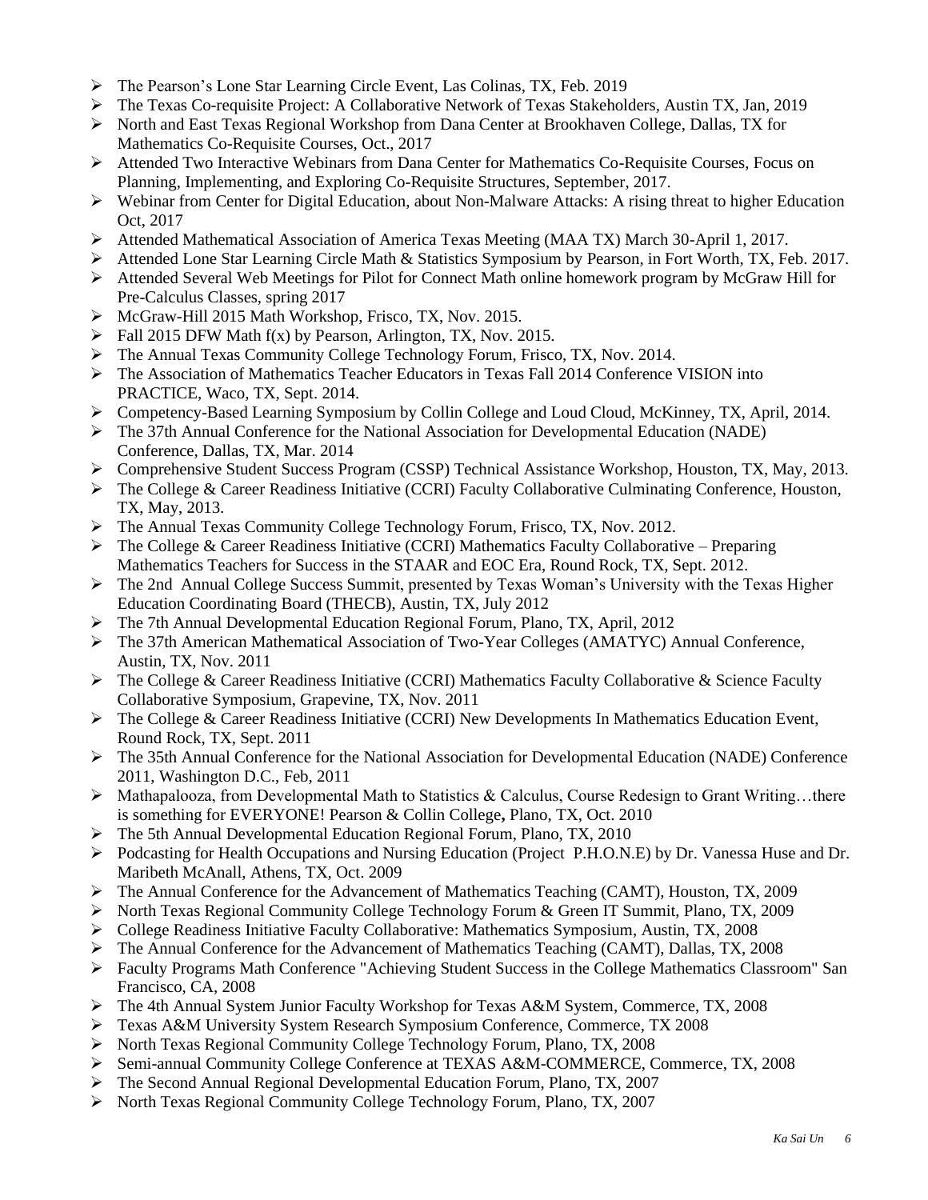- The Pearson's Lone Star Learning Circle Event, Las Colinas, TX, Feb. 2019
- The Texas Co-requisite Project: A Collaborative Network of Texas Stakeholders, Austin TX, Jan, 2019
- North and East Texas Regional Workshop from Dana Center at Brookhaven College, Dallas, TX for Mathematics Co-Requisite Courses, Oct., 2017
- Attended Two Interactive Webinars from Dana Center for Mathematics Co-Requisite Courses, Focus on Planning, Implementing, and Exploring Co-Requisite Structures, September, 2017.
- Webinar from Center for Digital Education, about Non-Malware Attacks: A rising threat to higher Education Oct, 2017
- Attended Mathematical Association of America Texas Meeting (MAA TX) March 30-April 1, 2017.
- Attended Lone Star Learning Circle Math & Statistics Symposium by Pearson, in Fort Worth, TX, Feb. 2017.
- Attended Several Web Meetings for Pilot for Connect Math online homework program by McGraw Hill for Pre-Calculus Classes, spring 2017
- McGraw-Hill 2015 Math Workshop, Frisco, TX, Nov. 2015.
- Fall 2015 DFW Math f(x) by Pearson, Arlington, TX, Nov. 2015.
- The Annual Texas Community College Technology Forum, Frisco, TX, Nov. 2014.
- The Association of Mathematics Teacher Educators in Texas Fall 2014 Conference VISION into PRACTICE, Waco, TX, Sept. 2014.
- Competency-Based Learning Symposium by Collin College and Loud Cloud, McKinney, TX, April, 2014.
- The 37th Annual Conference for the National Association for Developmental Education (NADE) Conference, Dallas, TX, Mar. 2014
- Comprehensive Student Success Program (CSSP) Technical Assistance Workshop, Houston, TX, May, 2013.
- The College & Career Readiness Initiative (CCRI) Faculty Collaborative Culminating Conference, Houston, TX, May, 2013.
- The Annual Texas Community College Technology Forum, Frisco, TX, Nov. 2012.
- The College & Career Readiness Initiative (CCRI) Mathematics Faculty Collaborative – Preparing Mathematics Teachers for Success in the STAAR and EOC Era, Round Rock, TX, Sept. 2012.
- The 2nd Annual College Success Summit, presented by Texas Woman's University with the Texas Higher Education Coordinating Board (THECB), Austin, TX, July 2012
- The 7th Annual Developmental Education Regional Forum, Plano, TX, April, 2012
- The 37th American Mathematical Association of Two-Year Colleges (AMATYC) Annual Conference, Austin, TX, Nov. 2011
- The College & Career Readiness Initiative (CCRI) Mathematics Faculty Collaborative & Science Faculty Collaborative Symposium, Grapevine, TX, Nov. 2011
- The College & Career Readiness Initiative (CCRI) New Developments In Mathematics Education Event, Round Rock, TX, Sept. 2011
- The 35th Annual Conference for the National Association for Developmental Education (NADE) Conference 2011, Washington D.C., Feb, 2011
- Mathapalooza, from Developmental Math to Statistics & Calculus, Course Redesign to Grant Writing…there is something for EVERYONE! Pearson & Collin College**,** Plano, TX, Oct. 2010
- The 5th Annual Developmental Education Regional Forum, Plano, TX, 2010
- Podcasting for Health Occupations and Nursing Education (Project P.H.O.N.E) by Dr. Vanessa Huse and Dr. Maribeth McAnall, Athens, TX, Oct. 2009
- The Annual Conference for the Advancement of Mathematics Teaching (CAMT), Houston, TX, 2009
- North Texas Regional Community College Technology Forum & Green IT Summit, Plano, TX, 2009
- College Readiness Initiative Faculty Collaborative: Mathematics Symposium, Austin, TX, 2008
- The Annual Conference for the Advancement of Mathematics Teaching (CAMT), Dallas, TX, 2008
- Faculty Programs Math Conference "Achieving Student Success in the College Mathematics Classroom" San Francisco, CA, 2008
- The 4th Annual System Junior Faculty Workshop for Texas A&M System, Commerce, TX, 2008
- Texas A&M University System Research Symposium Conference, Commerce, TX 2008
- North Texas Regional Community College Technology Forum, Plano, TX, 2008
- Semi-annual Community College Conference at TEXAS A&M-COMMERCE, Commerce, TX, 2008
- The Second Annual Regional Developmental Education Forum, Plano, TX, 2007
- North Texas Regional Community College Technology Forum, Plano, TX, 2007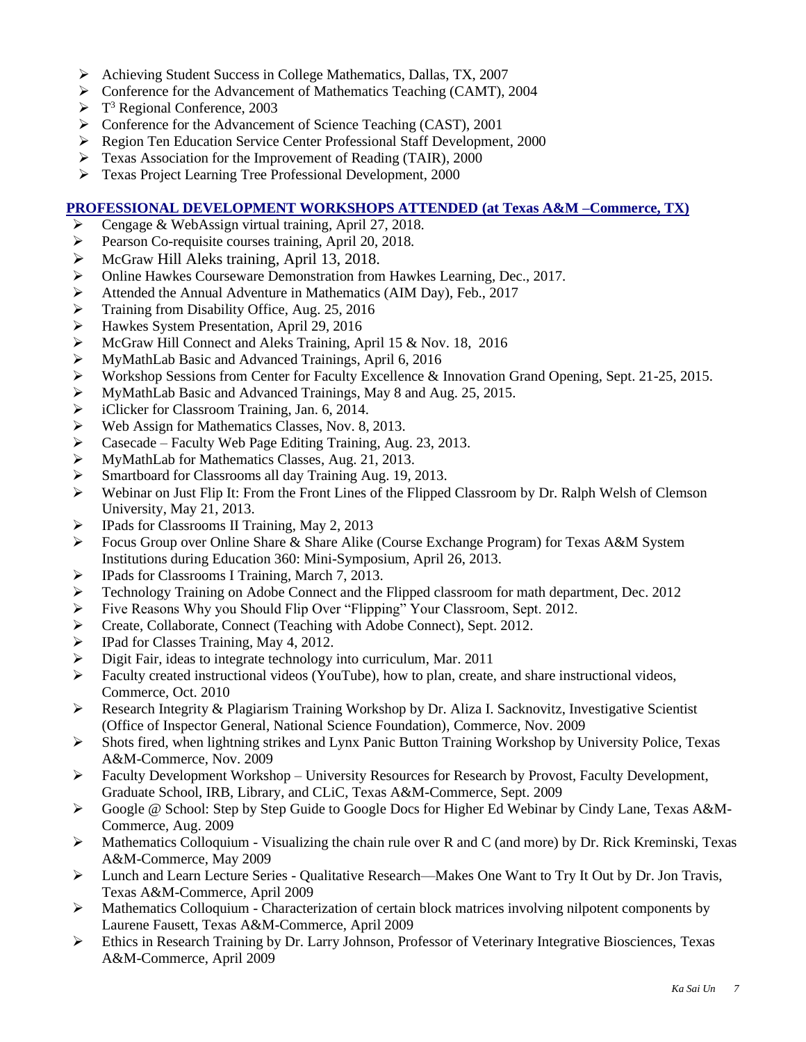- Achieving Student Success in College Mathematics, Dallas, TX, 2007
- Conference for the Advancement of Mathematics Teaching (CAMT), 2004
- T[3] Regional Conference, 2003
- Conference for the Advancement of Science Teaching (CAST), 2001
- Region Ten Education Service Center Professional Staff Development, 2000
- Texas Association for the Improvement of Reading (TAIR), 2000
- Texas Project Learning Tree Professional Development, 2000

## PROFESSIONAL DEVELOPMENT WORKSHOPS ATTENDED (at Texas A&M –Commerce, TX)

- Cengage & WebAssign virtual training, April 27, 2018.
- Pearson Co-requisite courses training, April 20, 2018.
- McGraw Hill Aleks training, April 13, 2018.
- Online Hawkes Courseware Demonstration from Hawkes Learning, Dec., 2017.
- Attended the Annual Adventure in Mathematics (AIM Day), Feb., 2017
- Training from Disability Office, Aug. 25, 2016
- Hawkes System Presentation, April 29, 2016
- McGraw Hill Connect and Aleks Training, April 15 & Nov. 18, 2016
- MyMathLab Basic and Advanced Trainings, April 6, 2016
- Workshop Sessions from Center for Faculty Excellence & Innovation Grand Opening, Sept. 21-25, 2015.
- MyMathLab Basic and Advanced Trainings, May 8 and Aug. 25, 2015.
- iClicker for Classroom Training, Jan. 6, 2014.
- Web Assign for Mathematics Classes, Nov. 8, 2013.
- Casecade – Faculty Web Page Editing Training, Aug. 23, 2013.
- MyMathLab for Mathematics Classes, Aug. 21, 2013.
- Smartboard for Classrooms all day Training Aug. 19, 2013.
- Webinar on Just Flip It: From the Front Lines of the Flipped Classroom by Dr. Ralph Welsh of Clemson University, May 21, 2013.
- IPads for Classrooms II Training, May 2, 2013
- Focus Group over Online Share & Share Alike (Course Exchange Program) for Texas A&M System Institutions during Education 360: Mini-Symposium, April 26, 2013.
- IPads for Classrooms I Training, March 7, 2013.
- Technology Training on Adobe Connect and the Flipped classroom for math department, Dec. 2012
- Five Reasons Why you Should Flip Over "Flipping" Your Classroom, Sept. 2012.
- Create, Collaborate, Connect (Teaching with Adobe Connect), Sept. 2012.
- IPad for Classes Training, May 4, 2012.
- Digit Fair, ideas to integrate technology into curriculum, Mar. 2011
- Faculty created instructional videos (YouTube), how to plan, create, and share instructional videos, Commerce, Oct. 2010
- Research Integrity & Plagiarism Training Workshop by Dr. Aliza I. Sacknovitz, Investigative Scientist (Office of Inspector General, National Science Foundation), Commerce, Nov. 2009
- Shots fired, when lightning strikes and Lynx Panic Button Training Workshop by University Police, Texas A&M-Commerce, Nov. 2009
- Faculty Development Workshop – University Resources for Research by Provost, Faculty Development, Graduate School, IRB, Library, and CLiC, Texas A&M-Commerce, Sept. 2009
- Google @ School: Step by Step Guide to Google Docs for Higher Ed Webinar by Cindy Lane, Texas A&M-Commerce, Aug. 2009
- Mathematics Colloquium - Visualizing the chain rule over R and C (and more) by Dr. Rick Kreminski, Texas A&M-Commerce, May 2009
- Lunch and Learn Lecture Series - Qualitative Research—Makes One Want to Try It Out by Dr. Jon Travis, Texas A&M-Commerce, April 2009
- Mathematics Colloquium - Characterization of certain block matrices involving nilpotent components by Laurene Fausett, Texas A&M-Commerce, April 2009
- Ethics in Research Training by Dr. Larry Johnson, Professor of Veterinary Integrative Biosciences, Texas A&M-Commerce, April 2009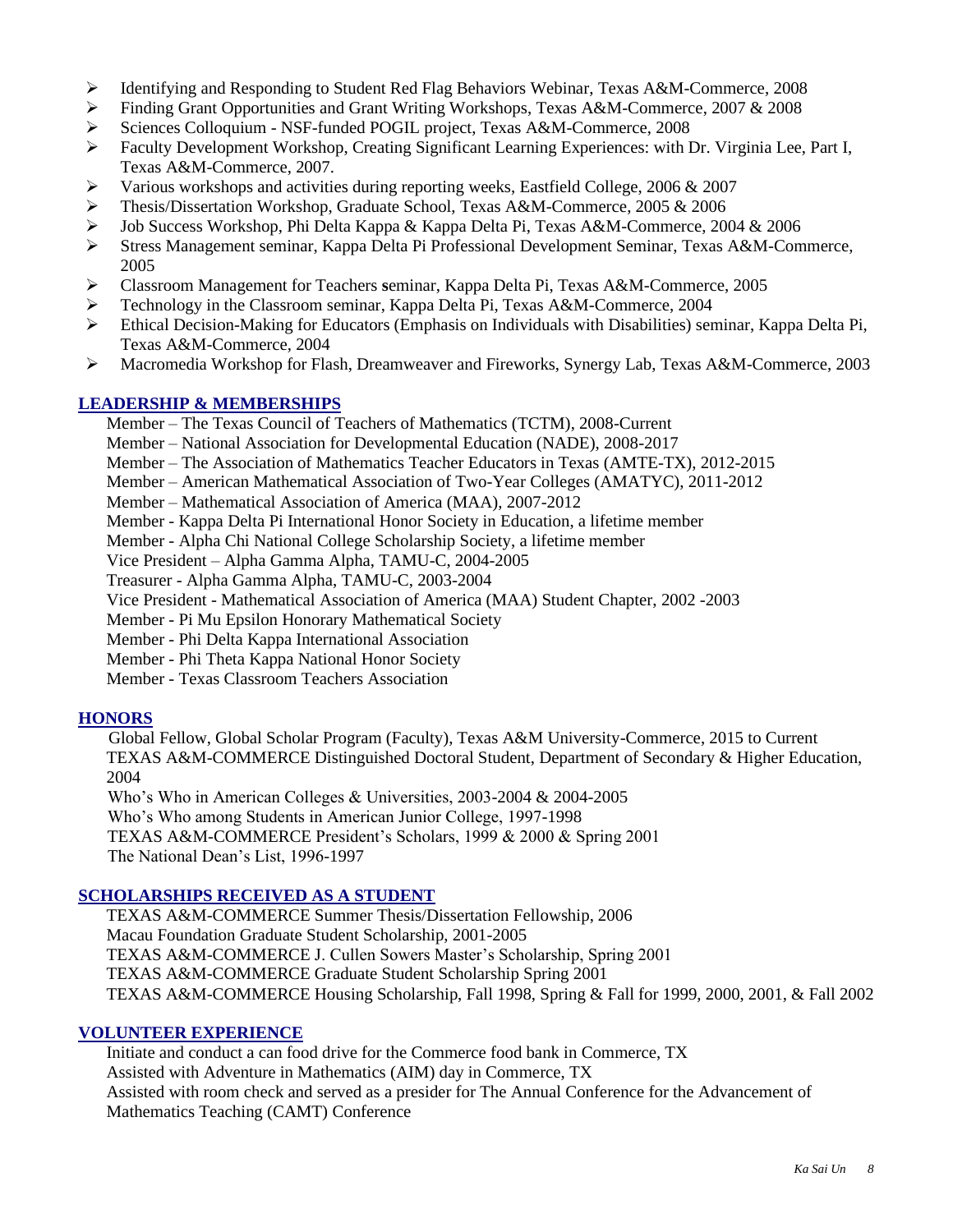- Identifying and Responding to Student Red Flag Behaviors Webinar, Texas A&M-Commerce, 2008
- Finding Grant Opportunities and Grant Writing Workshops, Texas A&M-Commerce, 2007 & 2008
- Sciences Colloquium - NSF-funded POGIL project, Texas A&M-Commerce, 2008
- Faculty Development Workshop, Creating Significant Learning Experiences: with Dr. Virginia Lee, Part I, Texas A&M-Commerce, 2007.
- Various workshops and activities during reporting weeks, Eastfield College, 2006 & 2007
- Thesis/Dissertation Workshop, Graduate School, Texas A&M-Commerce, 2005 & 2006
- Job Success Workshop, Phi Delta Kappa & Kappa Delta Pi, Texas A&M-Commerce, 2004 & 2006
- Stress Management seminar, Kappa Delta Pi Professional Development Seminar, Texas A&M-Commerce, 2005
- Classroom Management for Teachers seminar, Kappa Delta Pi, Texas A&M-Commerce, 2005
- Technology in the Classroom seminar, Kappa Delta Pi, Texas A&M-Commerce, 2004
- Ethical Decision-Making for Educators (Emphasis on Individuals with Disabilities) seminar, Kappa Delta Pi, Texas A&M-Commerce, 2004
- Macromedia Workshop for Flash, Dreamweaver and Fireworks, Synergy Lab, Texas A&M-Commerce, 2003

## LEADERSHIP & MEMBERSHIPS

Member – The Texas Council of Teachers of Mathematics (TCTM), 2008-Current
Member – National Association for Developmental Education (NADE), 2008-2017
Member – The Association of Mathematics Teacher Educators in Texas (AMTE-TX), 2012-2015
Member – American Mathematical Association of Two-Year Colleges (AMATYC), 2011-2012
Member – Mathematical Association of America (MAA), 2007-2012
Member - Kappa Delta Pi International Honor Society in Education, a lifetime member
Member - Alpha Chi National College Scholarship Society, a lifetime member
Vice President – Alpha Gamma Alpha, TAMU-C, 2004-2005
Treasurer - Alpha Gamma Alpha, TAMU-C, 2003-2004
Vice President - Mathematical Association of America (MAA) Student Chapter, 2002 -2003
Member - Pi Mu Epsilon Honorary Mathematical Society
Member - Phi Delta Kappa International Association
Member - Phi Theta Kappa National Honor Society
Member - Texas Classroom Teachers Association

## HONORS

Global Fellow, Global Scholar Program (Faculty), Texas A&M University-Commerce, 2015 to Current
TEXAS A&M-COMMERCE Distinguished Doctoral Student, Department of Secondary & Higher Education, 2004
Who's Who in American Colleges & Universities, 2003-2004 & 2004-2005
Who's Who among Students in American Junior College, 1997-1998
TEXAS A&M-COMMERCE President's Scholars, 1999 & 2000 & Spring 2001
The National Dean's List, 1996-1997

## SCHOLARSHIPS RECEIVED AS A STUDENT

TEXAS A&M-COMMERCE Summer Thesis/Dissertation Fellowship, 2006
Macau Foundation Graduate Student Scholarship, 2001-2005
TEXAS A&M-COMMERCE J. Cullen Sowers Master's Scholarship, Spring 2001
TEXAS A&M-COMMERCE Graduate Student Scholarship Spring 2001
TEXAS A&M-COMMERCE Housing Scholarship, Fall 1998, Spring & Fall for 1999, 2000, 2001, & Fall 2002

## VOLUNTEER EXPERIENCE

Initiate and conduct a can food drive for the Commerce food bank in Commerce, TX
Assisted with Adventure in Mathematics (AIM) day in Commerce, TX
Assisted with room check and served as a presider for The Annual Conference for the Advancement of Mathematics Teaching (CAMT) Conference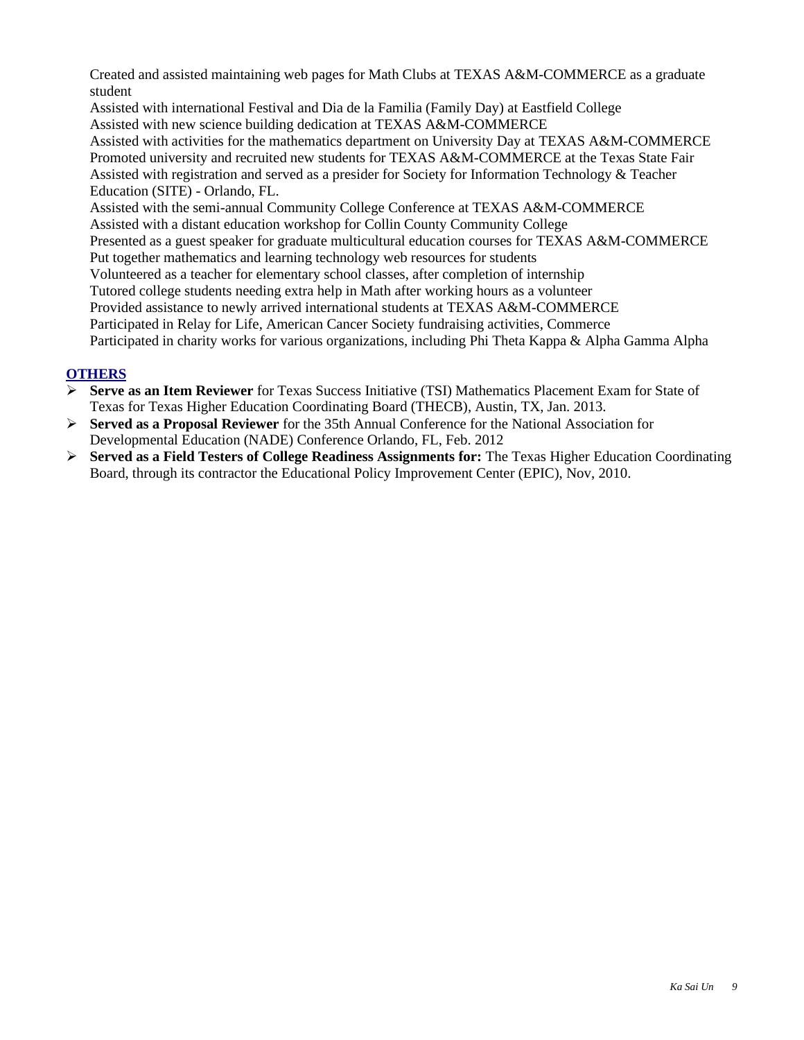Created and assisted maintaining web pages for Math Clubs at TEXAS A&M-COMMERCE as a graduate student
Assisted with international Festival and Dia de la Familia (Family Day) at Eastfield College
Assisted with new science building dedication at TEXAS A&M-COMMERCE
Assisted with activities for the mathematics department on University Day at TEXAS A&M-COMMERCE
Promoted university and recruited new students for TEXAS A&M-COMMERCE at the Texas State Fair
Assisted with registration and served as a presider for Society for Information Technology & Teacher Education (SITE) - Orlando, FL.
Assisted with the semi-annual Community College Conference at TEXAS A&M-COMMERCE
Assisted with a distant education workshop for Collin County Community College
Presented as a guest speaker for graduate multicultural education courses for TEXAS A&M-COMMERCE
Put together mathematics and learning technology web resources for students
Volunteered as a teacher for elementary school classes, after completion of internship
Tutored college students needing extra help in Math after working hours as a volunteer
Provided assistance to newly arrived international students at TEXAS A&M-COMMERCE
Participated in Relay for Life, American Cancer Society fundraising activities, Commerce
Participated in charity works for various organizations, including Phi Theta Kappa & Alpha Gamma Alpha

## OTHERS

- **Serve as an Item Reviewer** for Texas Success Initiative (TSI) Mathematics Placement Exam for State of Texas for Texas Higher Education Coordinating Board (THECB), Austin, TX, Jan. 2013.
- **Served as a Proposal Reviewer** for the 35th Annual Conference for the National Association for Developmental Education (NADE) Conference Orlando, FL, Feb. 2012
- **Served as a Field Testers of College Readiness Assignments for:** The Texas Higher Education Coordinating Board, through its contractor the Educational Policy Improvement Center (EPIC), Nov, 2010.